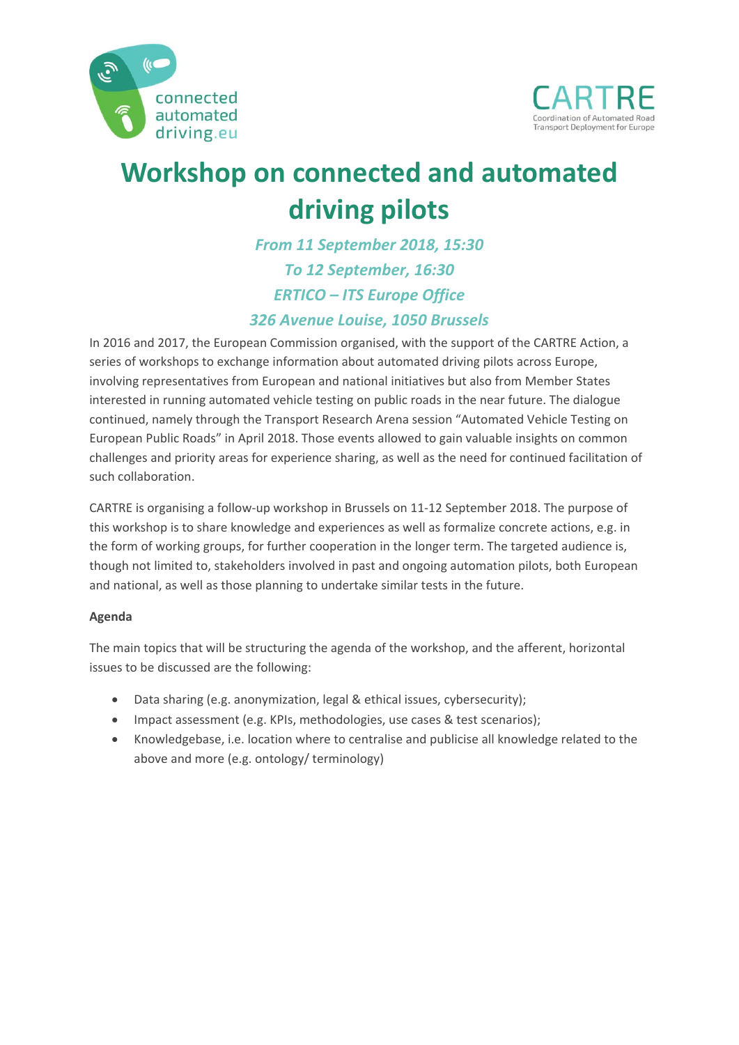# Workshop on connected and automated driving pilots

***From 11 September 2018, 15:30***
***To 12 September, 16:30***
***ERTICO – ITS Europe Office***
***326 Avenue Louise, 1050 Brussels***

In 2016 and 2017, the European Commission organised, with the support of the CARTRE Action, a series of workshops to exchange information about automated driving pilots across Europe, involving representatives from European and national initiatives but also from Member States interested in running automated vehicle testing on public roads in the near future. The dialogue continued, namely through the Transport Research Arena session "Automated Vehicle Testing on European Public Roads" in April 2018. Those events allowed to gain valuable insights on common challenges and priority areas for experience sharing, as well as the need for continued facilitation of such collaboration.

CARTRE is organising a follow-up workshop in Brussels on 11-12 September 2018. The purpose of this workshop is to share knowledge and experiences as well as formalize concrete actions, e.g. in the form of working groups, for further cooperation in the longer term. The targeted audience is, though not limited to, stakeholders involved in past and ongoing automation pilots, both European and national, as well as those planning to undertake similar tests in the future.

**Agenda**

The main topics that will be structuring the agenda of the workshop, and the afferent, horizontal issues to be discussed are the following:

- Data sharing (e.g. anonymization, legal & ethical issues, cybersecurity);
- Impact assessment (e.g. KPIs, methodologies, use cases & test scenarios);
- Knowledgebase, i.e. location where to centralise and publicise all knowledge related to the above and more (e.g. ontology/ terminology)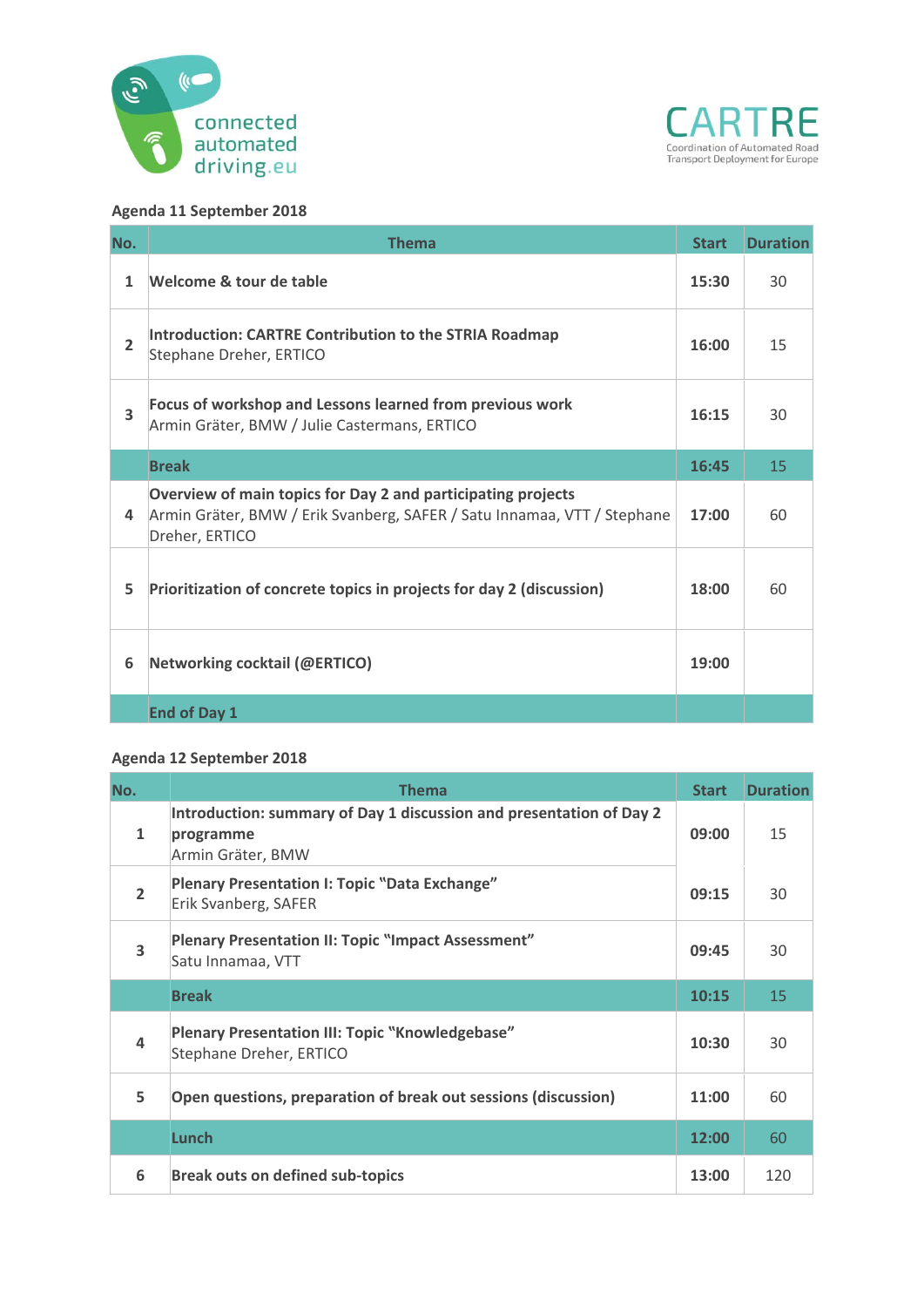connected automated driving.eu

CARTRE
Coordination of Automated Road Transport Deployment for Europe

**Agenda 11 September 2018**

| No. | Thema | Start | Duration |
|---|---|---|---|
| 1 | **Welcome & tour de table** | **15:30** | 30 |
| 2 | **Introduction: CARTRE Contribution to the STRIA Roadmap**<br>Stephane Dreher, ERTICO | **16:00** | 15 |
| 3 | **Focus of workshop and Lessons learned from previous work**<br>Armin Gräter, BMW / Julie Castermans, ERTICO | **16:15** | 30 |
| | **Break** | **16:45** | 15 |
| 4 | **Overview of main topics for Day 2 and participating projects**<br>Armin Gräter, BMW / Erik Svanberg, SAFER / Satu Innamaa, VTT / Stephane Dreher, ERTICO | **17:00** | 60 |
| 5 | **Prioritization of concrete topics in projects for day 2 (discussion)** | **18:00** | 60 |
| 6 | **Networking cocktail (@ERTICO)** | **19:00** | |
| | **End of Day 1** | | |

**Agenda 12 September 2018**

| No. | Thema | Start | Duration |
|---|---|---|---|
| 1 | **Introduction: summary of Day 1 discussion and presentation of Day 2 programme**<br>Armin Gräter, BMW | **09:00** | 15 |
| 2 | **Plenary Presentation I: Topic "Data Exchange"**<br>Erik Svanberg, SAFER | **09:15** | 30 |
| 3 | **Plenary Presentation II: Topic "Impact Assessment"**<br>Satu Innamaa, VTT | **09:45** | 30 |
| | **Break** | **10:15** | 15 |
| 4 | **Plenary Presentation III: Topic "Knowledgebase"**<br>Stephane Dreher, ERTICO | **10:30** | 30 |
| 5 | **Open questions, preparation of break out sessions (discussion)** | **11:00** | 60 |
| | **Lunch** | **12:00** | 60 |
| 6 | **Break outs on defined sub-topics** | **13:00** | 120 |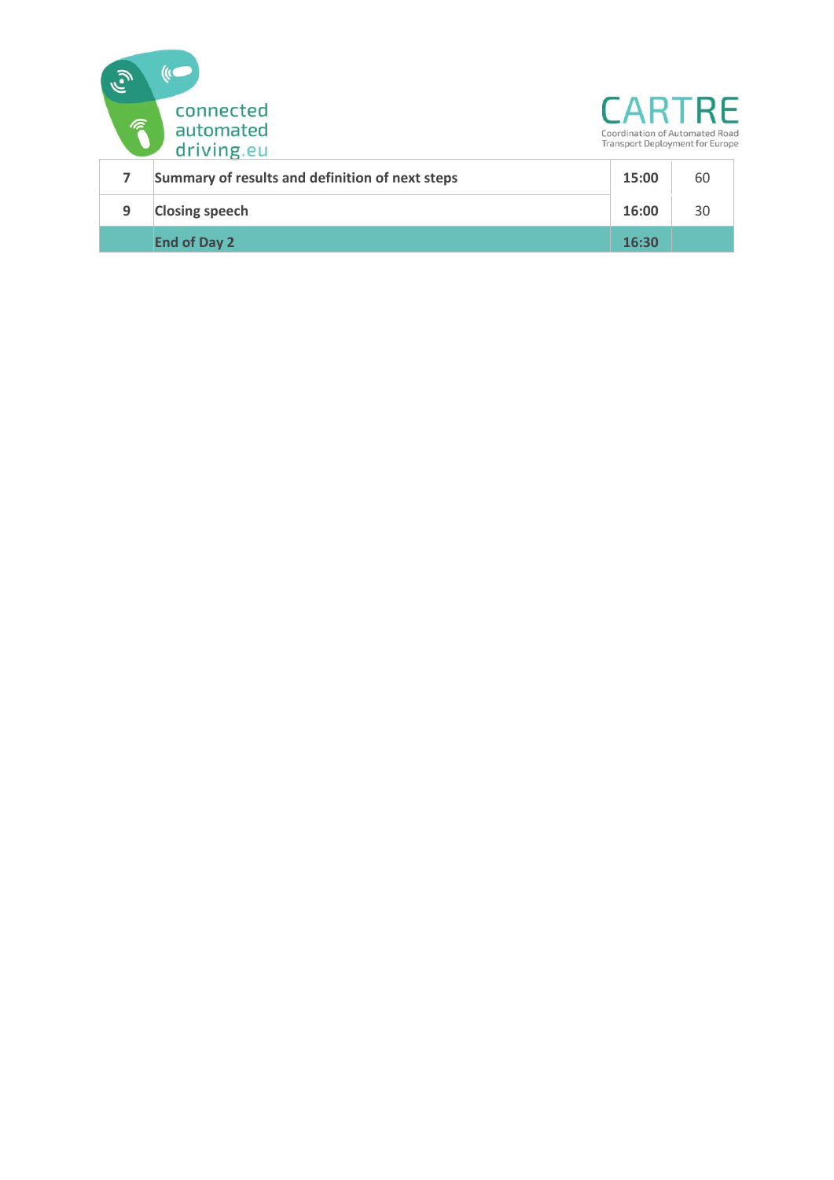| | | | |
|---|---|---|---|
| **7** | **Summary of results and definition of next steps** | **15:00** | 60 |
| **9** | **Closing speech** | **16:00** | 30 |
| | **End of Day 2** | **16:30** | |